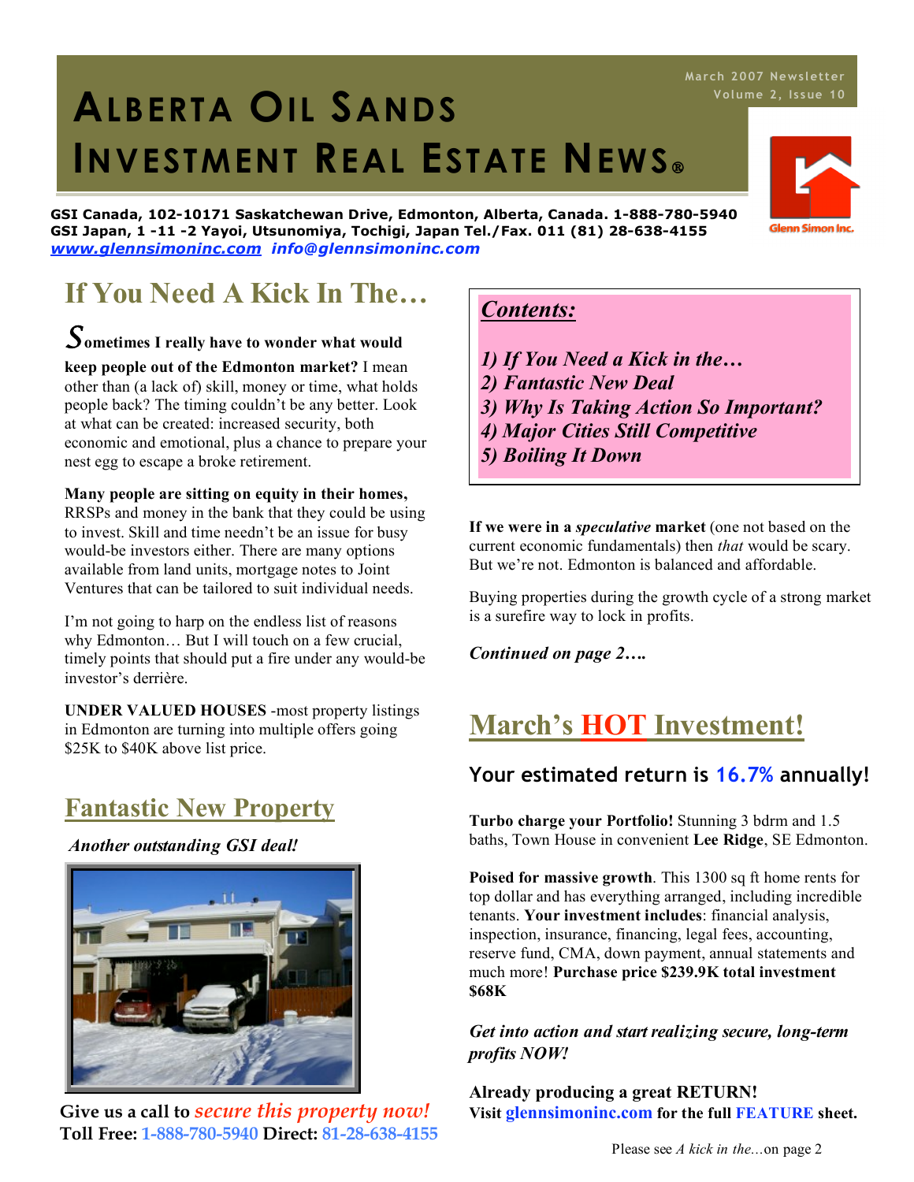# ALBERTA OIL SANDS INVESTMENT REAL ESTATE NEWS®

March 2007 Newsletter
Volume 2, Issue 10

**GSI Canada, 102-10171 Saskatchewan Drive, Edmonton, Alberta, Canada. 1-888-780-5940**
**GSI Japan, 1 -11 -2 Yayoi, Utsunomiya, Tochigi, Japan Tel./Fax. 011 (81) 28-638-4155**
***www.glennsimoninc.com info@glennsimoninc.com***

Glenn Simon Inc.

## If You Need A Kick In The…

**Sometimes I really have to wonder what would keep people out of the Edmonton market?** I mean other than (a lack of) skill, money or time, what holds people back? The timing couldn't be any better. Look at what can be created: increased security, both economic and emotional, plus a chance to prepare your nest egg to escape a broke retirement.

**Many people are sitting on equity in their homes,** RRSPs and money in the bank that they could be using to invest. Skill and time needn't be an issue for busy would-be investors either. There are many options available from land units, mortgage notes to Joint Ventures that can be tailored to suit individual needs.

I'm not going to harp on the endless list of reasons why Edmonton… But I will touch on a few crucial, timely points that should put a fire under any would-be investor's derrière.

**UNDER VALUED HOUSES** -most property listings in Edmonton are turning into multiple offers going $25K to $40K above list price.

***Contents:***

***1) If You Need a Kick in the…***
***2) Fantastic New Deal***
***3) Why Is Taking Action So Important?***
***4) Major Cities Still Competitive***
***5) Boiling It Down***

**If we were in a *speculative* market** (one not based on the current economic fundamentals) then *that* would be scary. But we're not. Edmonton is balanced and affordable.

Buying properties during the growth cycle of a strong market is a surefire way to lock in profits.

***Continued on page 2….***

## Fantastic New Property

***Another outstanding GSI deal!***

**Give us a call to *secure this property now!***
**Toll Free: 1-888-780-5940 Direct: 81-28-638-4155**

## March's HOT Investment!

### Your estimated return is 16.7% annually!

**Turbo charge your Portfolio!** Stunning 3 bdrm and 1.5 baths, Town House in convenient **Lee Ridge**, SE Edmonton.

**Poised for massive growth**. This 1300 sq ft home rents for top dollar and has everything arranged, including incredible tenants. **Your investment includes**: financial analysis, inspection, insurance, financing, legal fees, accounting, reserve fund, CMA, down payment, annual statements and much more! **Purchase price $239.9K total investment $68K**

***Get into action and start realizing secure, long-term profits NOW!***

**Already producing a great RETURN!**
**Visit glennsimoninc.com for the full FEATURE sheet.**

Please see *A kick in the…*on page 2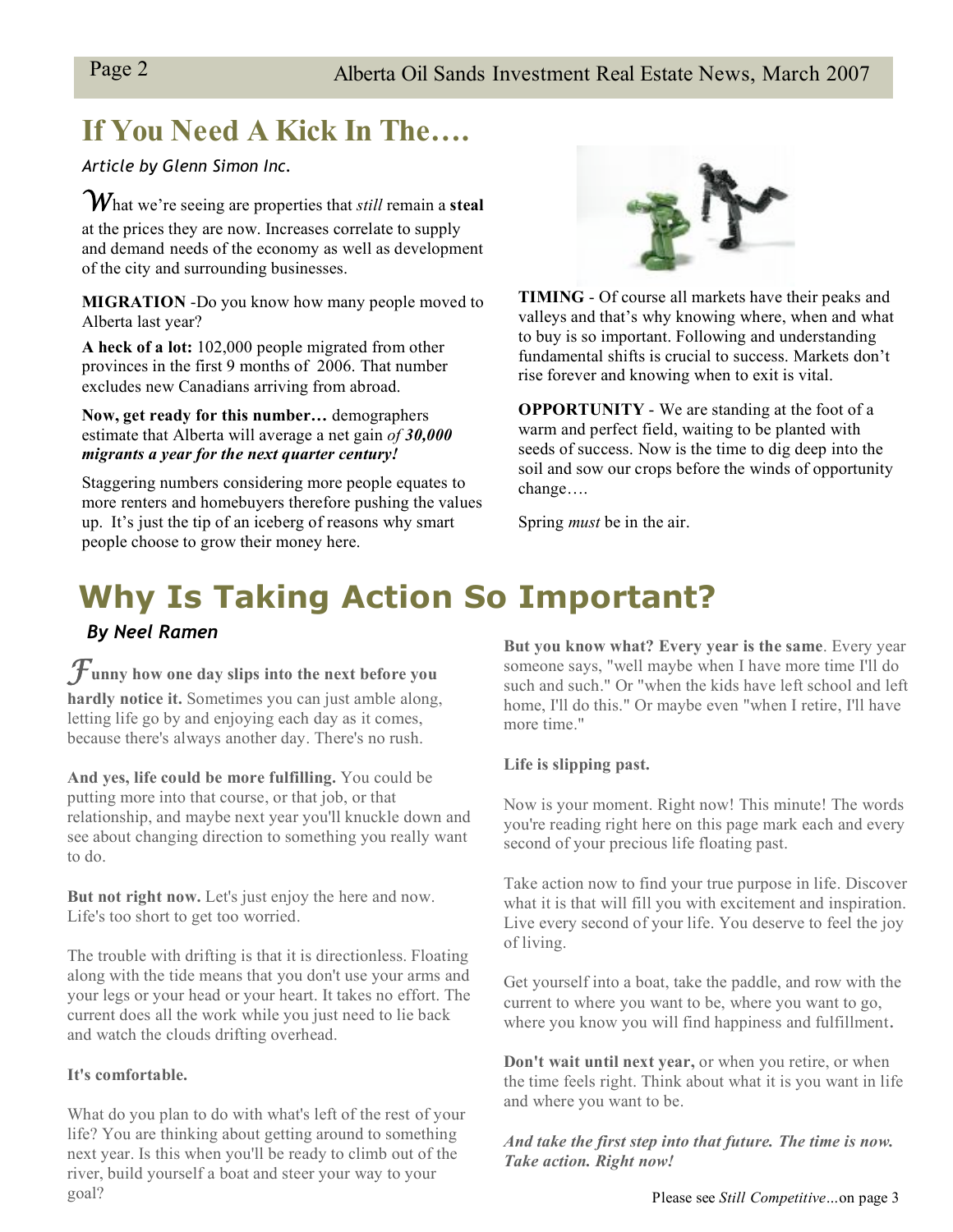# If You Need A Kick In The….

*Article by Glenn Simon Inc.*

What we're seeing are properties that *still* remain a **steal** at the prices they are now. Increases correlate to supply and demand needs of the economy as well as development of the city and surrounding businesses.

**MIGRATION** -Do you know how many people moved to Alberta last year?

**A heck of a lot:** 102,000 people migrated from other provinces in the first 9 months of 2006. That number excludes new Canadians arriving from abroad.

**Now, get ready for this number…** demographers estimate that Alberta will average a net gain *of **30,000 migrants a year for the next quarter century!***

Staggering numbers considering more people equates to more renters and homebuyers therefore pushing the values up. It's just the tip of an iceberg of reasons why smart people choose to grow their money here.

**TIMING** - Of course all markets have their peaks and valleys and that's why knowing where, when and what to buy is so important. Following and understanding fundamental shifts is crucial to success. Markets don't rise forever and knowing when to exit is vital.

**OPPORTUNITY** - We are standing at the foot of a warm and perfect field, waiting to be planted with seeds of success. Now is the time to dig deep into the soil and sow our crops before the winds of opportunity change….

Spring *must* be in the air.

# Why Is Taking Action So Important?

***By Neel Ramen***

**Funny how one day slips into the next before you hardly notice it.** Sometimes you can just amble along, letting life go by and enjoying each day as it comes, because there's always another day. There's no rush.

**And yes, life could be more fulfilling.** You could be putting more into that course, or that job, or that relationship, and maybe next year you'll knuckle down and see about changing direction to something you really want to do.

**But not right now.** Let's just enjoy the here and now. Life's too short to get too worried.

The trouble with drifting is that it is directionless. Floating along with the tide means that you don't use your arms and your legs or your head or your heart. It takes no effort. The current does all the work while you just need to lie back and watch the clouds drifting overhead.

**It's comfortable.**

What do you plan to do with what's left of the rest of your life? You are thinking about getting around to something next year. Is this when you'll be ready to climb out of the river, build yourself a boat and steer your way to your goal?

**But you know what? Every year is the same**. Every year someone says, "well maybe when I have more time I'll do such and such." Or "when the kids have left school and left home, I'll do this." Or maybe even "when I retire, I'll have more time."

**Life is slipping past.**

Now is your moment. Right now! This minute! The words you're reading right here on this page mark each and every second of your precious life floating past.

Take action now to find your true purpose in life. Discover what it is that will fill you with excitement and inspiration. Live every second of your life. You deserve to feel the joy of living.

Get yourself into a boat, take the paddle, and row with the current to where you want to be, where you want to go, where you know you will find happiness and fulfillment.

**Don't wait until next year,** or when you retire, or when the time feels right. Think about what it is you want in life and where you want to be.

***And take the first step into that future. The time is now. Take action. Right now!***

Please see *Still Competitive…*on page 3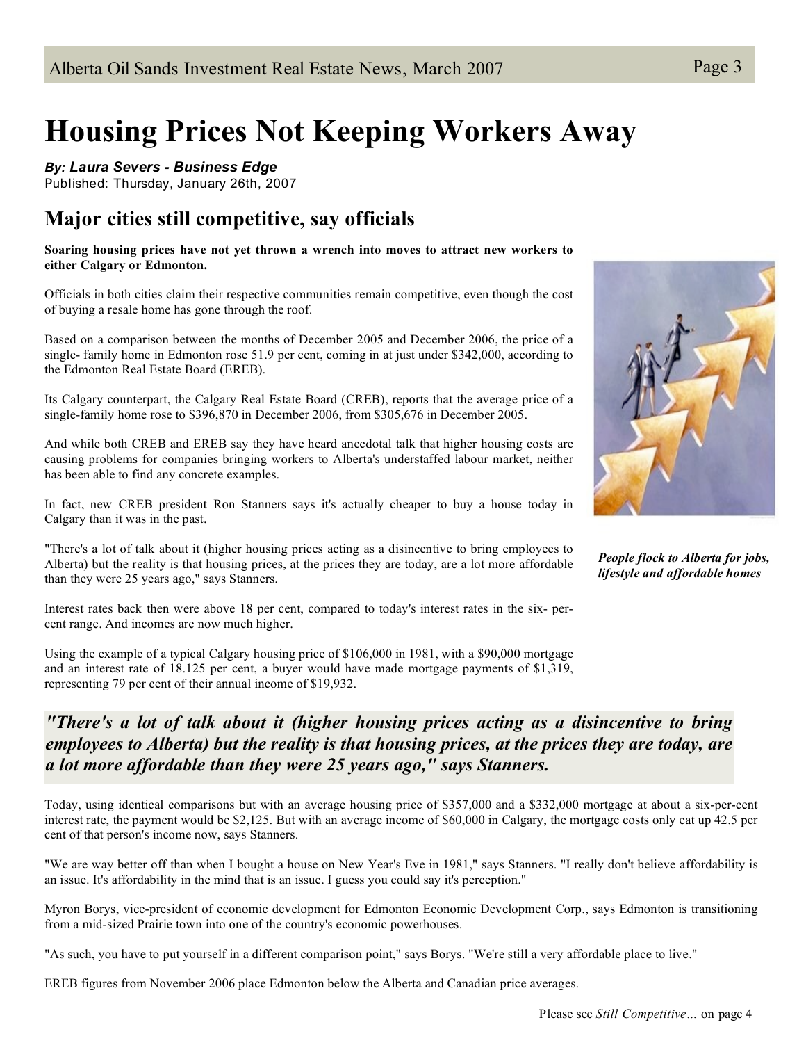# Housing Prices Not Keeping Workers Away

***By: Laura Severs - Business Edge***
Published: Thursday, January 26th, 2007

## Major cities still competitive, say officials

**Soaring housing prices have not yet thrown a wrench into moves to attract new workers to either Calgary or Edmonton.**

Officials in both cities claim their respective communities remain competitive, even though the cost of buying a resale home has gone through the roof.

Based on a comparison between the months of December 2005 and December 2006, the price of a single- family home in Edmonton rose 51.9 per cent, coming in at just under $342,000, according to the Edmonton Real Estate Board (EREB).

Its Calgary counterpart, the Calgary Real Estate Board (CREB), reports that the average price of a single-family home rose to $396,870 in December 2006, from $305,676 in December 2005.

And while both CREB and EREB say they have heard anecdotal talk that higher housing costs are causing problems for companies bringing workers to Alberta's understaffed labour market, neither has been able to find any concrete examples.

In fact, new CREB president Ron Stanners says it's actually cheaper to buy a house today in Calgary than it was in the past.

"There's a lot of talk about it (higher housing prices acting as a disincentive to bring employees to Alberta) but the reality is that housing prices, at the prices they are today, are a lot more affordable than they were 25 years ago," says Stanners.

Interest rates back then were above 18 per cent, compared to today's interest rates in the six- per-cent range. And incomes are now much higher.

Using the example of a typical Calgary housing price of $106,000 in 1981, with a $90,000 mortgage and an interest rate of 18.125 per cent, a buyer would have made mortgage payments of $1,319, representing 79 per cent of their annual income of $19,932.

***People flock to Alberta for jobs, lifestyle and affordable homes***

***"There's a lot of talk about it (higher housing prices acting as a disincentive to bring employees to Alberta) but the reality is that housing prices, at the prices they are today, are a lot more affordable than they were 25 years ago," says Stanners.***

Today, using identical comparisons but with an average housing price of $357,000 and a $332,000 mortgage at about a six-per-cent interest rate, the payment would be $2,125. But with an average income of $60,000 in Calgary, the mortgage costs only eat up 42.5 per cent of that person's income now, says Stanners.

"We are way better off than when I bought a house on New Year's Eve in 1981," says Stanners. "I really don't believe affordability is an issue. It's affordability in the mind that is an issue. I guess you could say it's perception."

Myron Borys, vice-president of economic development for Edmonton Economic Development Corp., says Edmonton is transitioning from a mid-sized Prairie town into one of the country's economic powerhouses.

"As such, you have to put yourself in a different comparison point," says Borys. "We're still a very affordable place to live."

EREB figures from November 2006 place Edmonton below the Alberta and Canadian price averages.

Please see *Still Competitive…* on page 4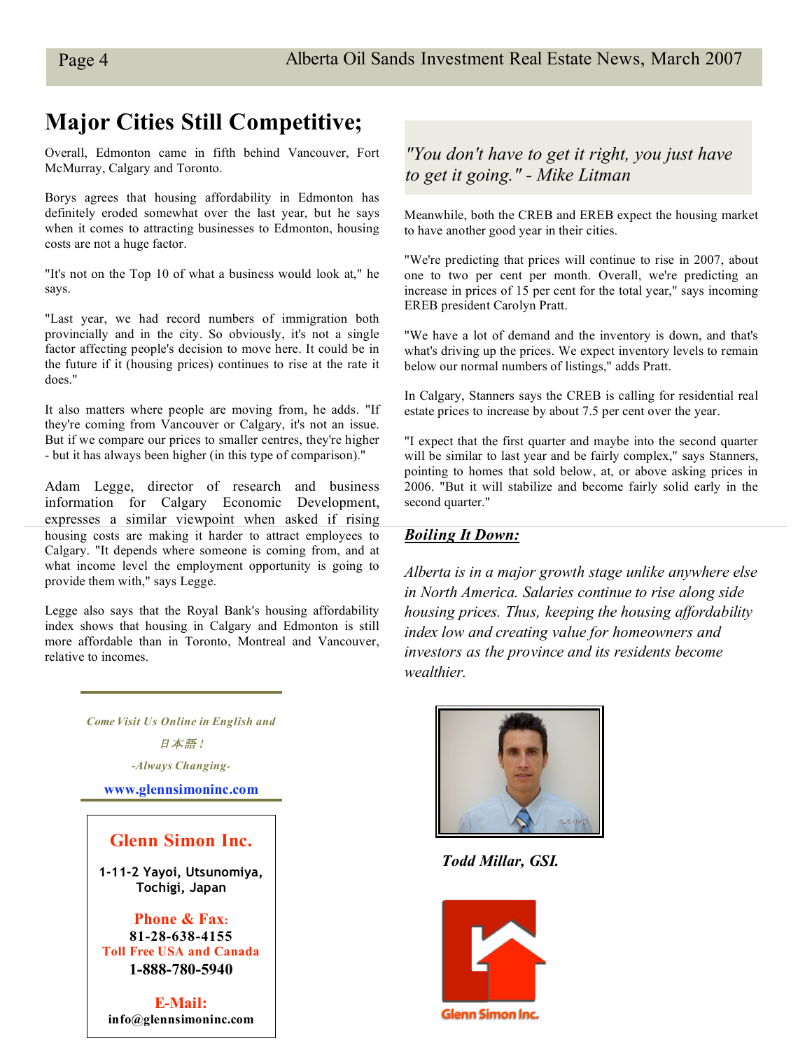# Major Cities Still Competitive;

Overall, Edmonton came in fifth behind Vancouver, Fort McMurray, Calgary and Toronto.

Borys agrees that housing affordability in Edmonton has definitely eroded somewhat over the last year, but he says when it comes to attracting businesses to Edmonton, housing costs are not a huge factor.

"It's not on the Top 10 of what a business would look at," he says.

"Last year, we had record numbers of immigration both provincially and in the city. So obviously, it's not a single factor affecting people's decision to move here. It could be in the future if it (housing prices) continues to rise at the rate it does."

It also matters where people are moving from, he adds. "If they're coming from Vancouver or Calgary, it's not an issue. But if we compare our prices to smaller centres, they're higher - but it has always been higher (in this type of comparison)."

Adam Legge, director of research and business information for Calgary Economic Development, expresses a similar viewpoint when asked if rising housing costs are making it harder to attract employees to Calgary. "It depends where someone is coming from, and at what income level the employment opportunity is going to provide them with," says Legge.

Legge also says that the Royal Bank's housing affordability index shows that housing in Calgary and Edmonton is still more affordable than in Toronto, Montreal and Vancouver, relative to incomes.

*"You don't have to get it right, you just have to get it going." - Mike Litman*

Meanwhile, both the CREB and EREB expect the housing market to have another good year in their cities.

"We're predicting that prices will continue to rise in 2007, about one to two per cent per month. Overall, we're predicting an increase in prices of 15 per cent for the total year," says incoming EREB president Carolyn Pratt.

"We have a lot of demand and the inventory is down, and that's what's driving up the prices. We expect inventory levels to remain below our normal numbers of listings," adds Pratt.

In Calgary, Stanners says the CREB is calling for residential real estate prices to increase by about 7.5 per cent over the year.

"I expect that the first quarter and maybe into the second quarter will be similar to last year and be fairly complex," says Stanners, pointing to homes that sold below, at, or above asking prices in 2006. "But it will stabilize and become fairly solid early in the second quarter."

## Boiling It Down:

*Alberta is in a major growth stage unlike anywhere else in North America. Salaries continue to rise along side housing prices. Thus, keeping the housing affordability index low and creating value for homeowners and investors as the province and its residents become wealthier.*

*Todd Millar, GSI.*

*Come Visit Us Online in English and 日本語！*

*-Always Changing-*

**www.glennsimoninc.com**

**Glenn Simon Inc.**

1-11-2 Yayoi, Utsunomiya, Tochigi, Japan

**Phone & Fax:**
81-28-638-4155
**Toll Free USA and Canada**
1-888-780-5940

**E-Mail:**
info@glennsimoninc.com

Glenn Simon Inc.